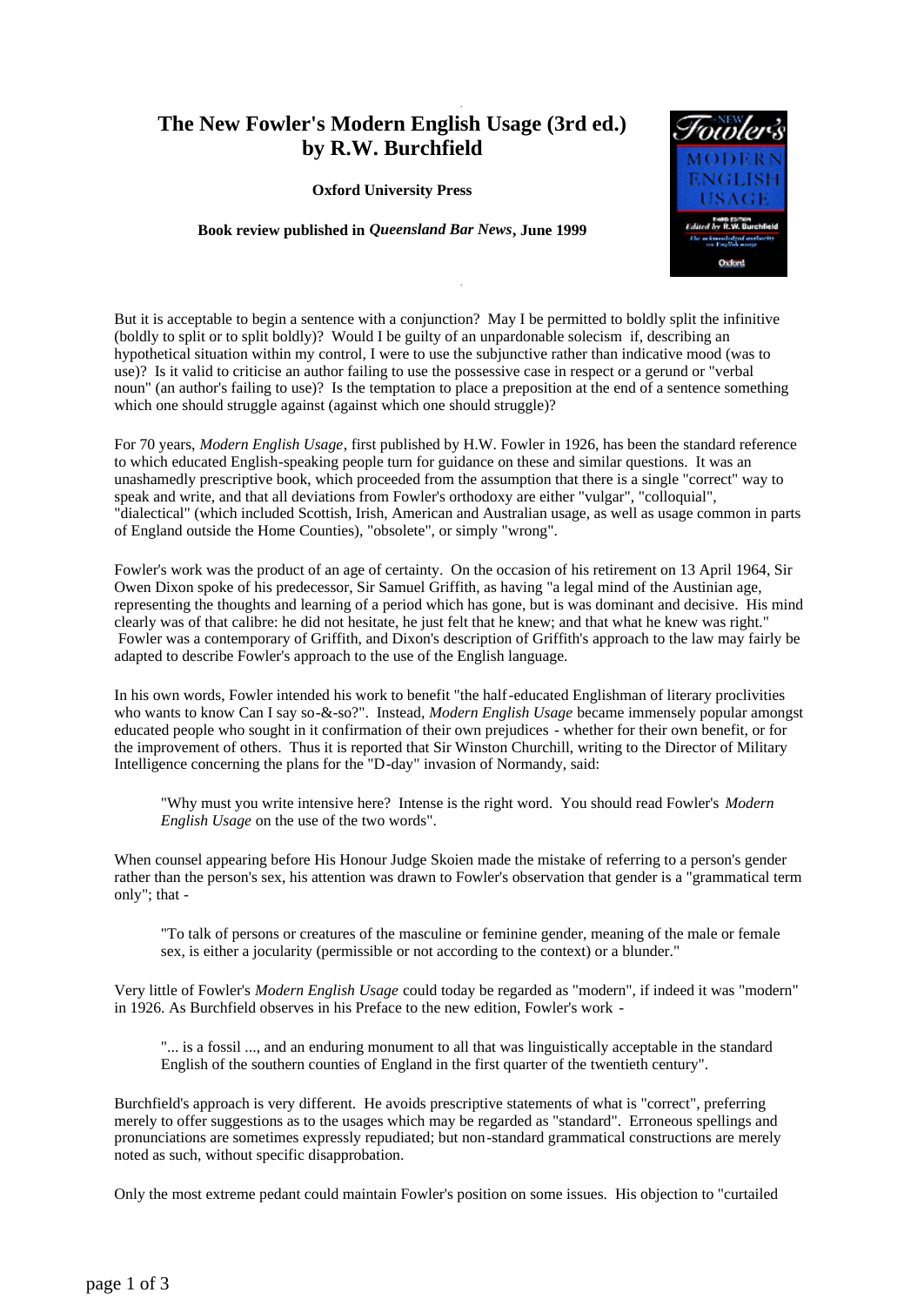# The New Fowler's Modern English Usage (3rd ed.) by R.W. Burchfield

**Oxford University Press**

**Book review published in *Queensland Bar News*, June 1999**

But it is acceptable to begin a sentence with a conjunction? May I be permitted to boldly split the infinitive (boldly to split or to split boldly)? Would I be guilty of an unpardonable solecism if, describing an hypothetical situation within my control, I were to use the subjunctive rather than indicative mood (was to use)? Is it valid to criticise an author failing to use the possessive case in respect or a gerund or "verbal noun" (an author's failing to use)? Is the temptation to place a preposition at the end of a sentence something which one should struggle against (against which one should struggle)?

For 70 years, *Modern English Usage*, first published by H.W. Fowler in 1926, has been the standard reference to which educated English-speaking people turn for guidance on these and similar questions. It was an unashamedly prescriptive book, which proceeded from the assumption that there is a single "correct" way to speak and write, and that all deviations from Fowler's orthodoxy are either "vulgar", "colloquial", "dialectical" (which included Scottish, Irish, American and Australian usage, as well as usage common in parts of England outside the Home Counties), "obsolete", or simply "wrong".

Fowler's work was the product of an age of certainty. On the occasion of his retirement on 13 April 1964, Sir Owen Dixon spoke of his predecessor, Sir Samuel Griffith, as having "a legal mind of the Austinian age, representing the thoughts and learning of a period which has gone, but is was dominant and decisive. His mind clearly was of that calibre: he did not hesitate, he just felt that he knew; and that what he knew was right." Fowler was a contemporary of Griffith, and Dixon's description of Griffith's approach to the law may fairly be adapted to describe Fowler's approach to the use of the English language.

In his own words, Fowler intended his work to benefit "the half-educated Englishman of literary proclivities who wants to know Can I say so-&-so?". Instead, *Modern English Usage* became immensely popular amongst educated people who sought in it confirmation of their own prejudices - whether for their own benefit, or for the improvement of others. Thus it is reported that Sir Winston Churchill, writing to the Director of Military Intelligence concerning the plans for the "D-day" invasion of Normandy, said:

> "Why must you write intensive here? Intense is the right word. You should read Fowler's *Modern English Usage* on the use of the two words".

When counsel appearing before His Honour Judge Skoien made the mistake of referring to a person's gender rather than the person's sex, his attention was drawn to Fowler's observation that gender is a "grammatical term only"; that -

> "To talk of persons or creatures of the masculine or feminine gender, meaning of the male or female sex, is either a jocularity (permissible or not according to the context) or a blunder."

Very little of Fowler's *Modern English Usage* could today be regarded as "modern", if indeed it was "modern" in 1926. As Burchfield observes in his Preface to the new edition, Fowler's work -

> "... is a fossil ..., and an enduring monument to all that was linguistically acceptable in the standard English of the southern counties of England in the first quarter of the twentieth century".

Burchfield's approach is very different. He avoids prescriptive statements of what is "correct", preferring merely to offer suggestions as to the usages which may be regarded as "standard". Erroneous spellings and pronunciations are sometimes expressly repudiated; but non-standard grammatical constructions are merely noted as such, without specific disapprobation.

Only the most extreme pedant could maintain Fowler's position on some issues. His objection to "curtailed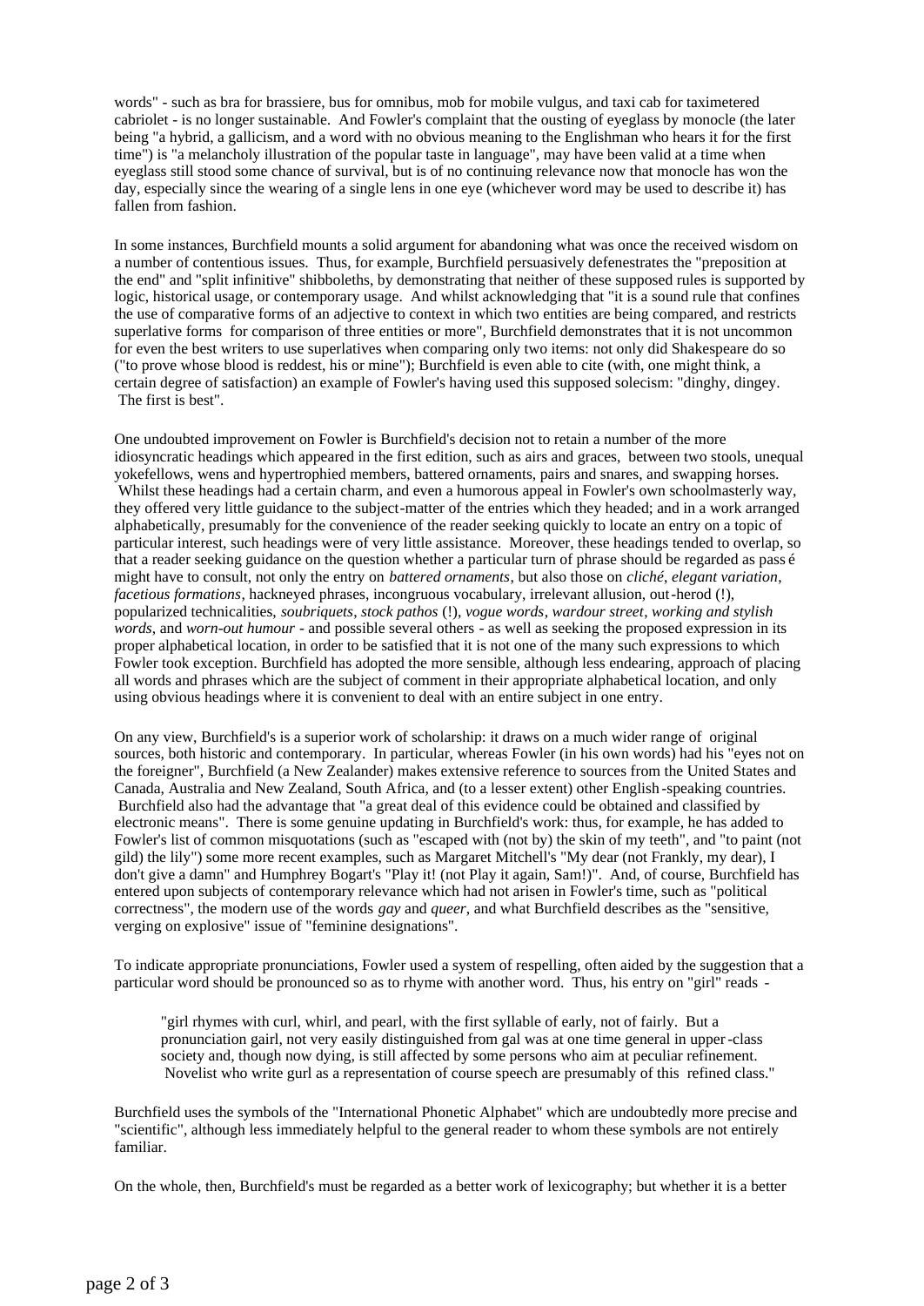words" - such as bra for brassiere, bus for omnibus, mob for mobile vulgus, and taxi cab for taximetered cabriolet - is no longer sustainable. And Fowler's complaint that the ousting of eyeglass by monocle (the later being "a hybrid, a gallicism, and a word with no obvious meaning to the Englishman who hears it for the first time") is "a melancholy illustration of the popular taste in language", may have been valid at a time when eyeglass still stood some chance of survival, but is of no continuing relevance now that monocle has won the day, especially since the wearing of a single lens in one eye (whichever word may be used to describe it) has fallen from fashion.

In some instances, Burchfield mounts a solid argument for abandoning what was once the received wisdom on a number of contentious issues. Thus, for example, Burchfield persuasively defenestrates the "preposition at the end" and "split infinitive" shibboleths, by demonstrating that neither of these supposed rules is supported by logic, historical usage, or contemporary usage. And whilst acknowledging that "it is a sound rule that confines the use of comparative forms of an adjective to context in which two entities are being compared, and restricts superlative forms for comparison of three entities or more", Burchfield demonstrates that it is not uncommon for even the best writers to use superlatives when comparing only two items: not only did Shakespeare do so ("to prove whose blood is reddest, his or mine"); Burchfield is even able to cite (with, one might think, a certain degree of satisfaction) an example of Fowler's having used this supposed solecism: "dinghy, dingey. The first is best".

One undoubted improvement on Fowler is Burchfield's decision not to retain a number of the more idiosyncratic headings which appeared in the first edition, such as airs and graces, between two stools, unequal yokefellows, wens and hypertrophied members, battered ornaments, pairs and snares, and swapping horses. Whilst these headings had a certain charm, and even a humorous appeal in Fowler's own schoolmasterly way, they offered very little guidance to the subject-matter of the entries which they headed; and in a work arranged alphabetically, presumably for the convenience of the reader seeking quickly to locate an entry on a topic of particular interest, such headings were of very little assistance. Moreover, these headings tended to overlap, so that a reader seeking guidance on the question whether a particular turn of phrase should be regarded as passé might have to consult, not only the entry on *battered ornaments*, but also those on *cliché*, *elegant variation*, *facetious formations*, hackneyed phrases, incongruous vocabulary, irrelevant allusion, out-herod (!), popularized technicalities, *soubriquets*, *stock pathos* (!), *vogue words*, *wardour street*, *working and stylish words*, and *worn-out humour* - and possible several others - as well as seeking the proposed expression in its proper alphabetical location, in order to be satisfied that it is not one of the many such expressions to which Fowler took exception. Burchfield has adopted the more sensible, although less endearing, approach of placing all words and phrases which are the subject of comment in their appropriate alphabetical location, and only using obvious headings where it is convenient to deal with an entire subject in one entry.

On any view, Burchfield's is a superior work of scholarship: it draws on a much wider range of original sources, both historic and contemporary. In particular, whereas Fowler (in his own words) had his "eyes not on the foreigner", Burchfield (a New Zealander) makes extensive reference to sources from the United States and Canada, Australia and New Zealand, South Africa, and (to a lesser extent) other English-speaking countries. Burchfield also had the advantage that "a great deal of this evidence could be obtained and classified by electronic means". There is some genuine updating in Burchfield's work: thus, for example, he has added to Fowler's list of common misquotations (such as "escaped with (not by) the skin of my teeth", and "to paint (not gild) the lily") some more recent examples, such as Margaret Mitchell's "My dear (not Frankly, my dear), I don't give a damn" and Humphrey Bogart's "Play it! (not Play it again, Sam!)". And, of course, Burchfield has entered upon subjects of contemporary relevance which had not arisen in Fowler's time, such as "political correctness", the modern use of the words *gay* and *queer*, and what Burchfield describes as the "sensitive, verging on explosive" issue of "feminine designations".

To indicate appropriate pronunciations, Fowler used a system of respelling, often aided by the suggestion that a particular word should be pronounced so as to rhyme with another word. Thus, his entry on "girl" reads -

> "girl rhymes with curl, whirl, and pearl, with the first syllable of early, not of fairly. But a pronunciation gairl, not very easily distinguished from gal was at one time general in upper-class society and, though now dying, is still affected by some persons who aim at peculiar refinement. Novelist who write gurl as a representation of course speech are presumably of this refined class."

Burchfield uses the symbols of the "International Phonetic Alphabet" which are undoubtedly more precise and "scientific", although less immediately helpful to the general reader to whom these symbols are not entirely familiar.

On the whole, then, Burchfield's must be regarded as a better work of lexicography; but whether it is a better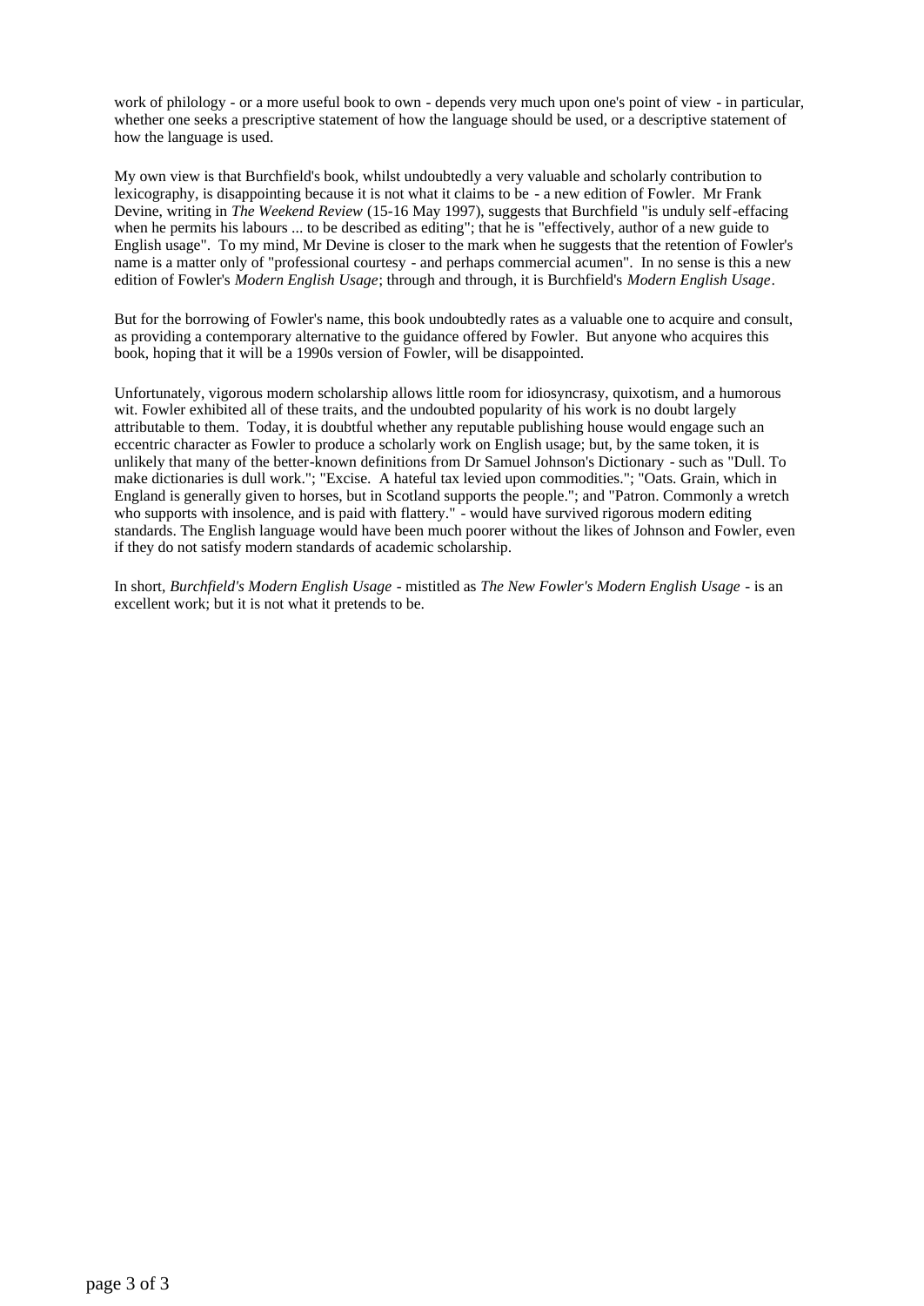work of philology - or a more useful book to own - depends very much upon one's point of view - in particular, whether one seeks a prescriptive statement of how the language should be used, or a descriptive statement of how the language is used.

My own view is that Burchfield's book, whilst undoubtedly a very valuable and scholarly contribution to lexicography, is disappointing because it is not what it claims to be - a new edition of Fowler. Mr Frank Devine, writing in *The Weekend Review* (15-16 May 1997), suggests that Burchfield "is unduly self-effacing when he permits his labours ... to be described as editing"; that he is "effectively, author of a new guide to English usage". To my mind, Mr Devine is closer to the mark when he suggests that the retention of Fowler's name is a matter only of "professional courtesy - and perhaps commercial acumen". In no sense is this a new edition of Fowler's *Modern English Usage*; through and through, it is Burchfield's *Modern English Usage*.

But for the borrowing of Fowler's name, this book undoubtedly rates as a valuable one to acquire and consult, as providing a contemporary alternative to the guidance offered by Fowler. But anyone who acquires this book, hoping that it will be a 1990s version of Fowler, will be disappointed.

Unfortunately, vigorous modern scholarship allows little room for idiosyncrasy, quixotism, and a humorous wit. Fowler exhibited all of these traits, and the undoubted popularity of his work is no doubt largely attributable to them. Today, it is doubtful whether any reputable publishing house would engage such an eccentric character as Fowler to produce a scholarly work on English usage; but, by the same token, it is unlikely that many of the better-known definitions from Dr Samuel Johnson's Dictionary - such as "Dull. To make dictionaries is dull work."; "Excise. A hateful tax levied upon commodities."; "Oats. Grain, which in England is generally given to horses, but in Scotland supports the people."; and "Patron. Commonly a wretch who supports with insolence, and is paid with flattery." - would have survived rigorous modern editing standards. The English language would have been much poorer without the likes of Johnson and Fowler, even if they do not satisfy modern standards of academic scholarship.

In short, *Burchfield's Modern English Usage* - mistitled as *The New Fowler's Modern English Usage* - is an excellent work; but it is not what it pretends to be.